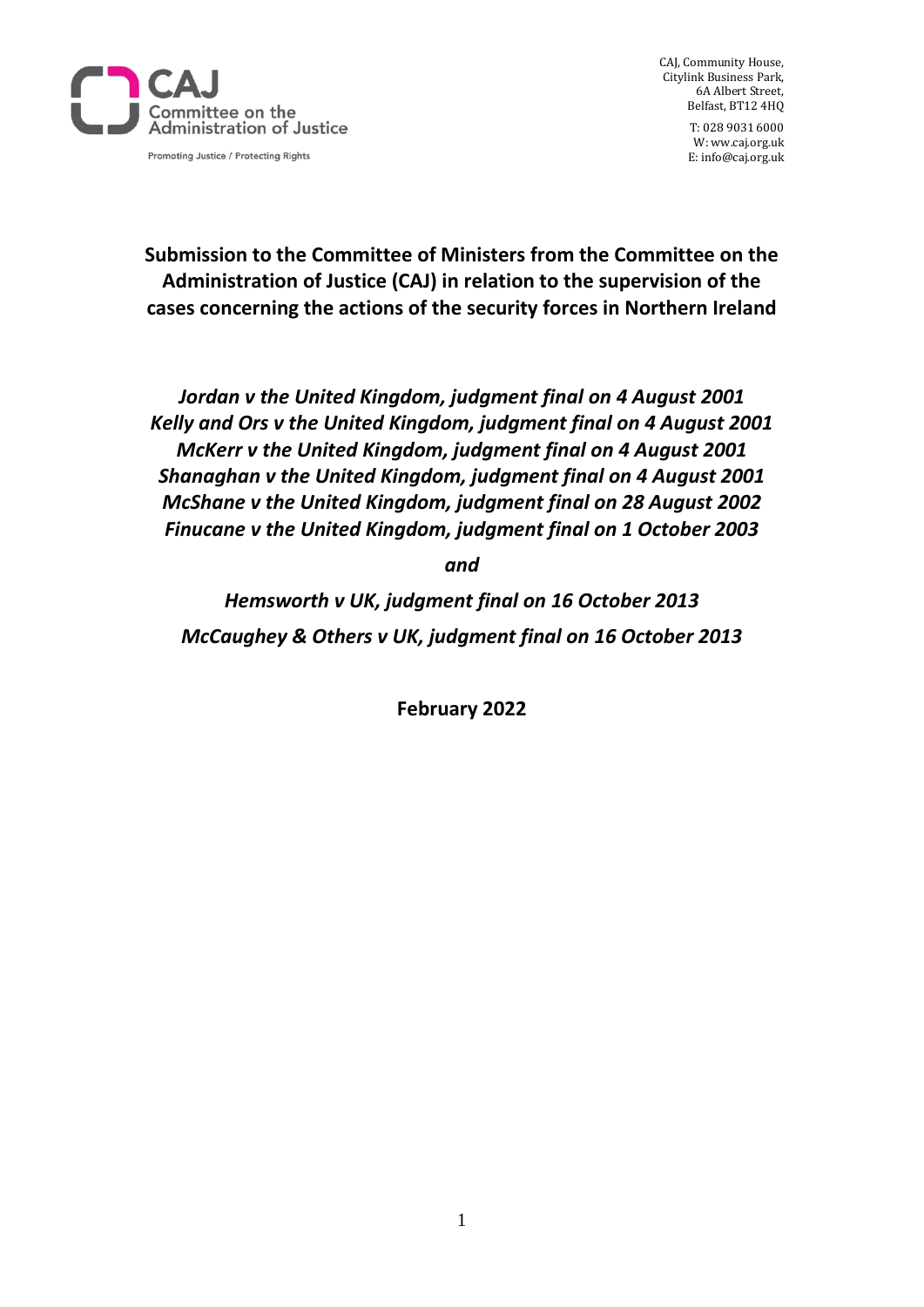CAJ
Committee on the
Administration of Justice

Promoting Justice / Protecting Rights

CAJ, Community House,
Citylink Business Park,
6A Albert Street,
Belfast, BT12 4HQ

T: 028 9031 6000
W: ww.caj.org.uk
E: info@caj.org.uk

# Submission to the Committee of Ministers from the Committee on the Administration of Justice (CAJ) in relation to the supervision of the cases concerning the actions of the security forces in Northern Ireland

***Jordan v the United Kingdom, judgment final on 4 August 2001***
***Kelly and Ors v the United Kingdom, judgment final on 4 August 2001***
***McKerr v the United Kingdom, judgment final on 4 August 2001***
***Shanaghan v the United Kingdom, judgment final on 4 August 2001***
***McShane v the United Kingdom, judgment final on 28 August 2002***
***Finucane v the United Kingdom, judgment final on 1 October 2003***

***and***

*Hemsworth v UK, judgment final on 16 October 2013*
*McCaughey & Others v UK, judgment final on 16 October 2013*

**February 2022**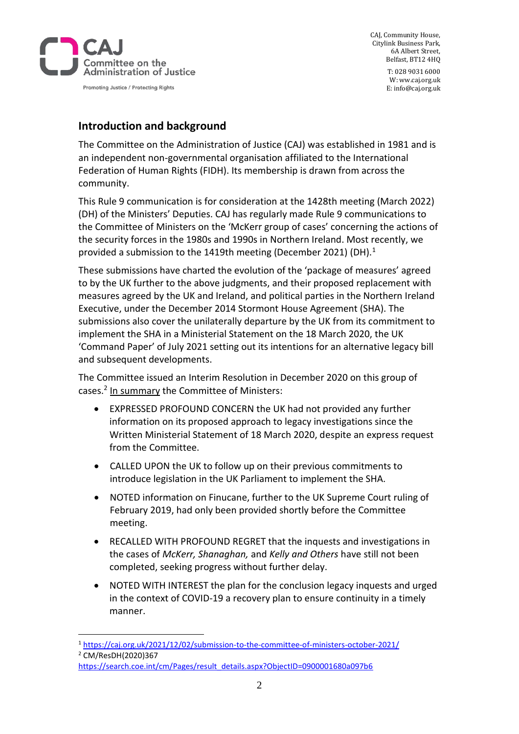CAJ, Community House,
Citylink Business Park,
6A Albert Street,
Belfast, BT12 4HQ

T: 028 9031 6000
W: ww.caj.org.uk
E: info@caj.org.uk

## Introduction and background

The Committee on the Administration of Justice (CAJ) was established in 1981 and is an independent non-governmental organisation affiliated to the International Federation of Human Rights (FIDH). Its membership is drawn from across the community.

This Rule 9 communication is for consideration at the 1428th meeting (March 2022) (DH) of the Ministers' Deputies. CAJ has regularly made Rule 9 communications to the Committee of Ministers on the 'McKerr group of cases' concerning the actions of the security forces in the 1980s and 1990s in Northern Ireland. Most recently, we provided a submission to the 1419th meeting (December 2021) (DH).[1]

These submissions have charted the evolution of the 'package of measures' agreed to by the UK further to the above judgments, and their proposed replacement with measures agreed by the UK and Ireland, and political parties in the Northern Ireland Executive, under the December 2014 Stormont House Agreement (SHA). The submissions also cover the unilaterally departure by the UK from its commitment to implement the SHA in a Ministerial Statement on the 18 March 2020, the UK 'Command Paper' of July 2021 setting out its intentions for an alternative legacy bill and subsequent developments.

The Committee issued an Interim Resolution in December 2020 on this group of cases.[2] In summary the Committee of Ministers:

- EXPRESSED PROFOUND CONCERN the UK had not provided any further information on its proposed approach to legacy investigations since the Written Ministerial Statement of 18 March 2020, despite an express request from the Committee.
- CALLED UPON the UK to follow up on their previous commitments to introduce legislation in the UK Parliament to implement the SHA.
- NOTED information on Finucane, further to the UK Supreme Court ruling of February 2019, had only been provided shortly before the Committee meeting.
- RECALLED WITH PROFOUND REGRET that the inquests and investigations in the cases of *McKerr, Shanaghan,* and *Kelly and Others* have still not been completed, seeking progress without further delay.
- NOTED WITH INTEREST the plan for the conclusion legacy inquests and urged in the context of COVID-19 a recovery plan to ensure continuity in a timely manner.

---

[1] https://caj.org.uk/2021/12/02/submission-to-the-committee-of-ministers-october-2021/

[2] CM/ResDH(2020)367 https://search.coe.int/cm/Pages/result_details.aspx?ObjectID=0900001680a097b6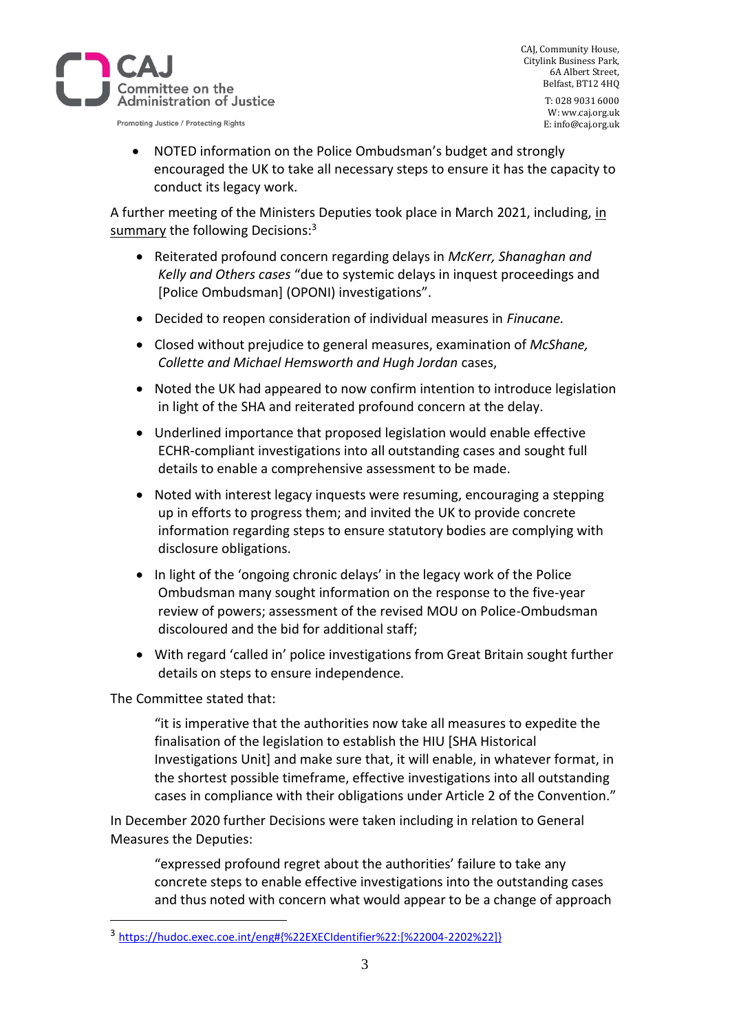- NOTED information on the Police Ombudsman's budget and strongly encouraged the UK to take all necessary steps to ensure it has the capacity to conduct its legacy work.

A further meeting of the Ministers Deputies took place in March 2021, including, in summary the following Decisions:[3]

- Reiterated profound concern regarding delays in *McKerr, Shanaghan and Kelly and Others cases* "due to systemic delays in inquest proceedings and [Police Ombudsman] (OPONI) investigations".
- Decided to reopen consideration of individual measures in *Finucane.*
- Closed without prejudice to general measures, examination of *McShane, Collette and Michael Hemsworth and Hugh Jordan* cases,
- Noted the UK had appeared to now confirm intention to introduce legislation in light of the SHA and reiterated profound concern at the delay.
- Underlined importance that proposed legislation would enable effective ECHR-compliant investigations into all outstanding cases and sought full details to enable a comprehensive assessment to be made.
- Noted with interest legacy inquests were resuming, encouraging a stepping up in efforts to progress them; and invited the UK to provide concrete information regarding steps to ensure statutory bodies are complying with disclosure obligations.
- In light of the 'ongoing chronic delays' in the legacy work of the Police Ombudsman many sought information on the response to the five-year review of powers; assessment of the revised MOU on Police-Ombudsman discoloured and the bid for additional staff;
- With regard 'called in' police investigations from Great Britain sought further details on steps to ensure independence.

The Committee stated that:

> "it is imperative that the authorities now take all measures to expedite the finalisation of the legislation to establish the HIU [SHA Historical Investigations Unit] and make sure that, it will enable, in whatever format, in the shortest possible timeframe, effective investigations into all outstanding cases in compliance with their obligations under Article 2 of the Convention."

In December 2020 further Decisions were taken including in relation to General Measures the Deputies:

> "expressed profound regret about the authorities' failure to take any concrete steps to enable effective investigations into the outstanding cases and thus noted with concern what would appear to be a change of approach

---

[3] https://hudoc.exec.coe.int/eng#{%22EXECIdentifier%22:[%22004-2202%22]}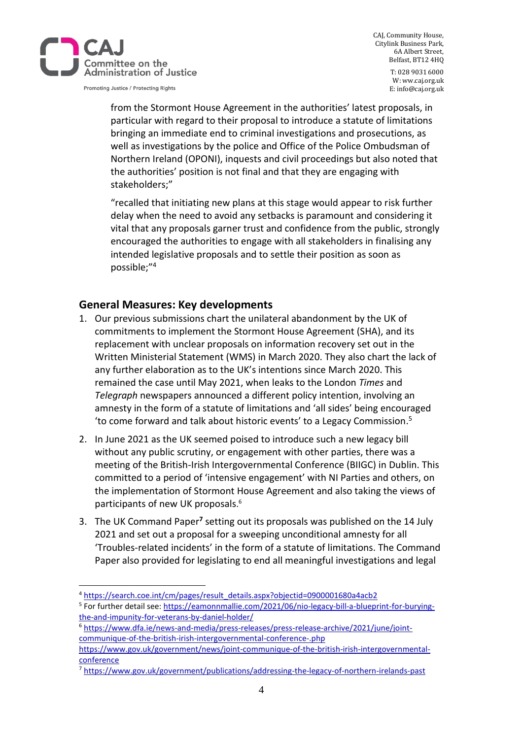from the Stormont House Agreement in the authorities' latest proposals, in particular with regard to their proposal to introduce a statute of limitations bringing an immediate end to criminal investigations and prosecutions, as well as investigations by the police and Office of the Police Ombudsman of Northern Ireland (OPONI), inquests and civil proceedings but also noted that the authorities' position is not final and that they are engaging with stakeholders;"

"recalled that initiating new plans at this stage would appear to risk further delay when the need to avoid any setbacks is paramount and considering it vital that any proposals garner trust and confidence from the public, strongly encouraged the authorities to engage with all stakeholders in finalising any intended legislative proposals and to settle their position as soon as possible;"[4]

## General Measures: Key developments

1. Our previous submissions chart the unilateral abandonment by the UK of commitments to implement the Stormont House Agreement (SHA), and its replacement with unclear proposals on information recovery set out in the Written Ministerial Statement (WMS) in March 2020. They also chart the lack of any further elaboration as to the UK's intentions since March 2020. This remained the case until May 2021, when leaks to the London *Times* and *Telegraph* newspapers announced a different policy intention, involving an amnesty in the form of a statute of limitations and 'all sides' being encouraged 'to come forward and talk about historic events' to a Legacy Commission.[5]

2. In June 2021 as the UK seemed poised to introduce such a new legacy bill without any public scrutiny, or engagement with other parties, there was a meeting of the British-Irish Intergovernmental Conference (BIIGC) in Dublin. This committed to a period of 'intensive engagement' with NI Parties and others, on the implementation of Stormont House Agreement and also taking the views of participants of new UK proposals.[6]

3. The UK Command Paper[7] setting out its proposals was published on the 14 July 2021 and set out a proposal for a sweeping unconditional amnesty for all 'Troubles-related incidents' in the form of a statute of limitations. The Command Paper also provided for legislating to end all meaningful investigations and legal

[4] https://search.coe.int/cm/pages/result_details.aspx?objectid=0900001680a4acb2

[5] For further detail see: https://eamonnmallie.com/2021/06/nio-legacy-bill-a-blueprint-for-burying-the-and-impunity-for-veterans-by-daniel-holder/

[6] https://www.dfa.ie/news-and-media/press-releases/press-release-archive/2021/june/joint-communique-of-the-british-irish-intergovernmental-conference-.php
https://www.gov.uk/government/news/joint-communique-of-the-british-irish-intergovernmental-conference

[7] https://www.gov.uk/government/publications/addressing-the-legacy-of-northern-irelands-past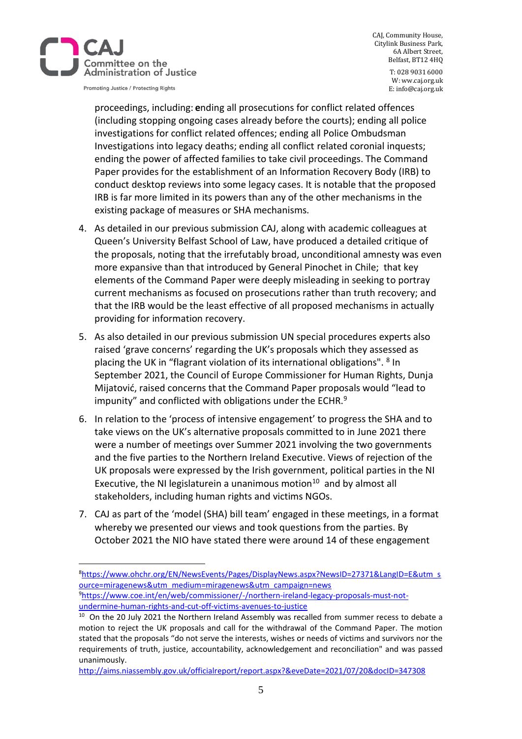proceedings, including: **e**nding all prosecutions for conflict related offences (including stopping ongoing cases already before the courts); ending all police investigations for conflict related offences; ending all Police Ombudsman Investigations into legacy deaths; ending all conflict related coronial inquests; ending the power of affected families to take civil proceedings. The Command Paper provides for the establishment of an Information Recovery Body (IRB) to conduct desktop reviews into some legacy cases. It is notable that the proposed IRB is far more limited in its powers than any of the other mechanisms in the existing package of measures or SHA mechanisms.

4. As detailed in our previous submission CAJ, along with academic colleagues at Queen's University Belfast School of Law, have produced a detailed critique of the proposals, noting that the irrefutably broad, unconditional amnesty was even more expansive than that introduced by General Pinochet in Chile; that key elements of the Command Paper were deeply misleading in seeking to portray current mechanisms as focused on prosecutions rather than truth recovery; and that the IRB would be the least effective of all proposed mechanisms in actually providing for information recovery.

5. As also detailed in our previous submission UN special procedures experts also raised 'grave concerns' regarding the UK's proposals which they assessed as placing the UK in "flagrant violation of its international obligations". [8] In September 2021, the Council of Europe Commissioner for Human Rights, Dunja Mijatović, raised concerns that the Command Paper proposals would "lead to impunity" and conflicted with obligations under the ECHR.[9]

6. In relation to the 'process of intensive engagement' to progress the SHA and to take views on the UK's alternative proposals committed to in June 2021 there were a number of meetings over Summer 2021 involving the two governments and the five parties to the Northern Ireland Executive. Views of rejection of the UK proposals were expressed by the Irish government, political parties in the NI Executive, the NI legislaturein a unanimous motion[10] and by almost all stakeholders, including human rights and victims NGOs.

7. CAJ as part of the 'model (SHA) bill team' engaged in these meetings, in a format whereby we presented our views and took questions from the parties. By October 2021 the NIO have stated there were around 14 of these engagement

---

[8] https://www.ohchr.org/EN/NewsEvents/Pages/DisplayNews.aspx?NewsID=27371&LangID=E&utm_source=miragenews&utm_medium=miragenews&utm_campaign=news

[9] https://www.coe.int/en/web/commissioner/-/northern-ireland-legacy-proposals-must-not-undermine-human-rights-and-cut-off-victims-avenues-to-justice

[10] On the 20 July 2021 the Northern Ireland Assembly was recalled from summer recess to debate a motion to reject the UK proposals and call for the withdrawal of the Command Paper. The motion stated that the proposals "do not serve the interests, wishes or needs of victims and survivors nor the requirements of truth, justice, accountability, acknowledgement and reconciliation" and was passed unanimously.
http://aims.niassembly.gov.uk/officialreport/report.aspx?&eveDate=2021/07/20&docID=347308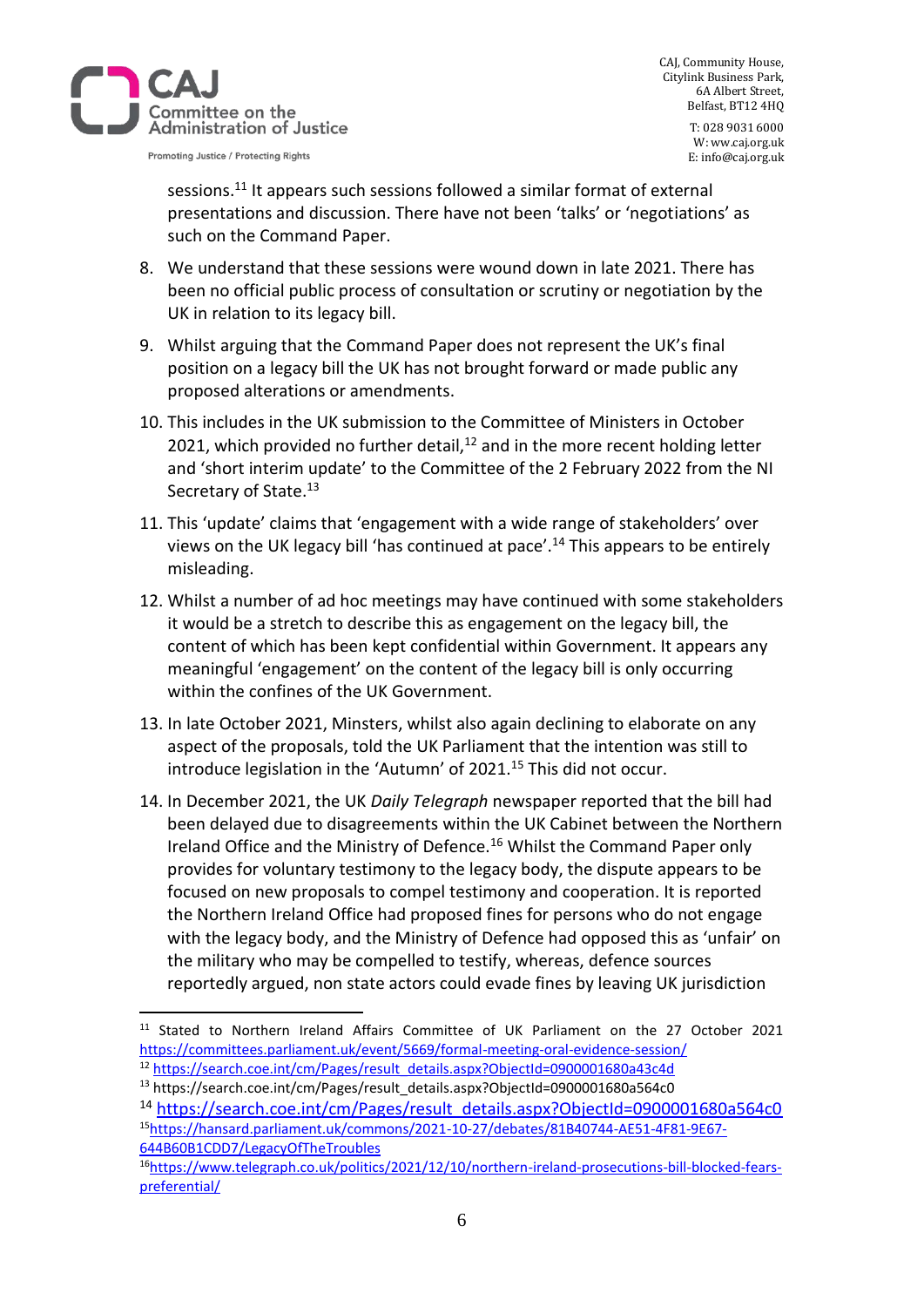sessions.[11] It appears such sessions followed a similar format of external presentations and discussion. There have not been 'talks' or 'negotiations' as such on the Command Paper.

8. We understand that these sessions were wound down in late 2021. There has been no official public process of consultation or scrutiny or negotiation by the UK in relation to its legacy bill.

9. Whilst arguing that the Command Paper does not represent the UK's final position on a legacy bill the UK has not brought forward or made public any proposed alterations or amendments.

10. This includes in the UK submission to the Committee of Ministers in October 2021, which provided no further detail,[12] and in the more recent holding letter and 'short interim update' to the Committee of the 2 February 2022 from the NI Secretary of State.[13]

11. This 'update' claims that 'engagement with a wide range of stakeholders' over views on the UK legacy bill 'has continued at pace'.[14] This appears to be entirely misleading.

12. Whilst a number of ad hoc meetings may have continued with some stakeholders it would be a stretch to describe this as engagement on the legacy bill, the content of which has been kept confidential within Government. It appears any meaningful 'engagement' on the content of the legacy bill is only occurring within the confines of the UK Government.

13. In late October 2021, Minsters, whilst also again declining to elaborate on any aspect of the proposals, told the UK Parliament that the intention was still to introduce legislation in the 'Autumn' of 2021.[15] This did not occur.

14. In December 2021, the UK *Daily Telegraph* newspaper reported that the bill had been delayed due to disagreements within the UK Cabinet between the Northern Ireland Office and the Ministry of Defence.[16] Whilst the Command Paper only provides for voluntary testimony to the legacy body, the dispute appears to be focused on new proposals to compel testimony and cooperation. It is reported the Northern Ireland Office had proposed fines for persons who do not engage with the legacy body, and the Ministry of Defence had opposed this as 'unfair' on the military who may be compelled to testify, whereas, defence sources reportedly argued, non state actors could evade fines by leaving UK jurisdiction

---

[11] Stated to Northern Ireland Affairs Committee of UK Parliament on the 27 October 2021 https://committees.parliament.uk/event/5669/formal-meeting-oral-evidence-session/

[12] https://search.coe.int/cm/Pages/result_details.aspx?ObjectId=0900001680a43c4d

[13] https://search.coe.int/cm/Pages/result_details.aspx?ObjectId=0900001680a564c0

[14] https://search.coe.int/cm/Pages/result_details.aspx?ObjectId=0900001680a564c0

[15] https://hansard.parliament.uk/commons/2021-10-27/debates/81B40744-AE51-4F81-9E67-644B60B1CDD7/LegacyOfTheTroubles

[16] https://www.telegraph.co.uk/politics/2021/12/10/northern-ireland-prosecutions-bill-blocked-fears-preferential/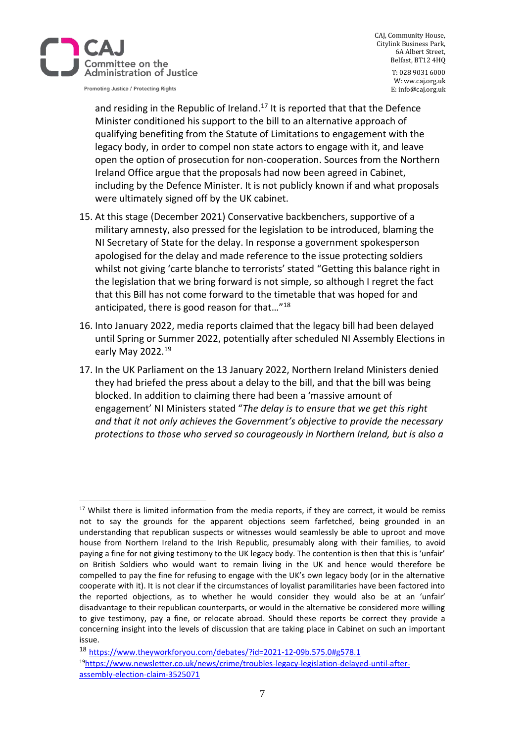and residing in the Republic of Ireland.[17] It is reported that that the Defence Minister conditioned his support to the bill to an alternative approach of qualifying benefiting from the Statute of Limitations to engagement with the legacy body, in order to compel non state actors to engage with it, and leave open the option of prosecution for non-cooperation. Sources from the Northern Ireland Office argue that the proposals had now been agreed in Cabinet, including by the Defence Minister. It is not publicly known if and what proposals were ultimately signed off by the UK cabinet.

15. At this stage (December 2021) Conservative backbenchers, supportive of a military amnesty, also pressed for the legislation to be introduced, blaming the NI Secretary of State for the delay. In response a government spokesperson apologised for the delay and made reference to the issue protecting soldiers whilst not giving 'carte blanche to terrorists' stated "Getting this balance right in the legislation that we bring forward is not simple, so although I regret the fact that this Bill has not come forward to the timetable that was hoped for and anticipated, there is good reason for that…"[18]

16. Into January 2022, media reports claimed that the legacy bill had been delayed until Spring or Summer 2022, potentially after scheduled NI Assembly Elections in early May 2022.[19]

17. In the UK Parliament on the 13 January 2022, Northern Ireland Ministers denied they had briefed the press about a delay to the bill, and that the bill was being blocked. In addition to claiming there had been a 'massive amount of engagement' NI Ministers stated "*The delay is to ensure that we get this right and that it not only achieves the Government's objective to provide the necessary protections to those who served so courageously in Northern Ireland, but is also a*

---

[17] Whilst there is limited information from the media reports, if they are correct, it would be remiss not to say the grounds for the apparent objections seem farfetched, being grounded in an understanding that republican suspects or witnesses would seamlessly be able to uproot and move house from Northern Ireland to the Irish Republic, presumably along with their families, to avoid paying a fine for not giving testimony to the UK legacy body. The contention is then that this is 'unfair' on British Soldiers who would want to remain living in the UK and hence would therefore be compelled to pay the fine for refusing to engage with the UK's own legacy body (or in the alternative cooperate with it). It is not clear if the circumstances of loyalist paramilitaries have been factored into the reported objections, as to whether he would consider they would also be at an 'unfair' disadvantage to their republican counterparts, or would in the alternative be considered more willing to give testimony, pay a fine, or relocate abroad. Should these reports be correct they provide a concerning insight into the levels of discussion that are taking place in Cabinet on such an important issue.

[18] https://www.theyworkforyou.com/debates/?id=2021-12-09b.575.0#g578.1

[19] https://www.newsletter.co.uk/news/crime/troubles-legacy-legislation-delayed-until-after-assembly-election-claim-3525071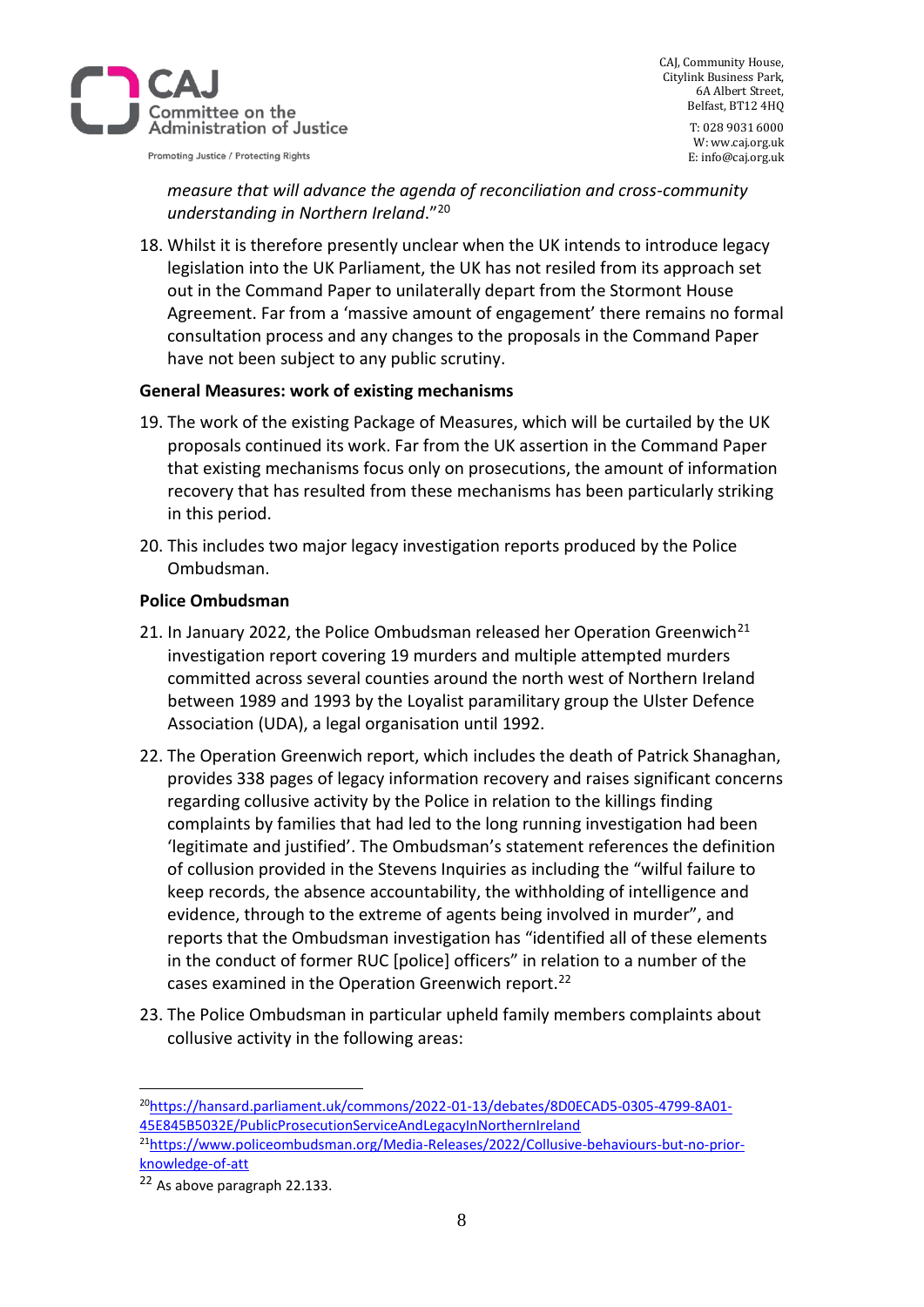*measure that will advance the agenda of reconciliation and cross-community understanding in Northern Ireland*."[20]

18. Whilst it is therefore presently unclear when the UK intends to introduce legacy legislation into the UK Parliament, the UK has not resiled from its approach set out in the Command Paper to unilaterally depart from the Stormont House Agreement. Far from a 'massive amount of engagement' there remains no formal consultation process and any changes to the proposals in the Command Paper have not been subject to any public scrutiny.

**General Measures: work of existing mechanisms**

19. The work of the existing Package of Measures, which will be curtailed by the UK proposals continued its work. Far from the UK assertion in the Command Paper that existing mechanisms focus only on prosecutions, the amount of information recovery that has resulted from these mechanisms has been particularly striking in this period.

20. This includes two major legacy investigation reports produced by the Police Ombudsman.

**Police Ombudsman**

21. In January 2022, the Police Ombudsman released her Operation Greenwich[21] investigation report covering 19 murders and multiple attempted murders committed across several counties around the north west of Northern Ireland between 1989 and 1993 by the Loyalist paramilitary group the Ulster Defence Association (UDA), a legal organisation until 1992.

22. The Operation Greenwich report, which includes the death of Patrick Shanaghan, provides 338 pages of legacy information recovery and raises significant concerns regarding collusive activity by the Police in relation to the killings finding complaints by families that had led to the long running investigation had been 'legitimate and justified'. The Ombudsman's statement references the definition of collusion provided in the Stevens Inquiries as including the "wilful failure to keep records, the absence accountability, the withholding of intelligence and evidence, through to the extreme of agents being involved in murder", and reports that the Ombudsman investigation has "identified all of these elements in the conduct of former RUC [police] officers" in relation to a number of the cases examined in the Operation Greenwich report.[22]

23. The Police Ombudsman in particular upheld family members complaints about collusive activity in the following areas:

---

[20] https://hansard.parliament.uk/commons/2022-01-13/debates/8D0ECAD5-0305-4799-8A01-45E845B5032E/PublicProsecutionServiceAndLegacyInNorthernIreland

[21] https://www.policeombudsman.org/Media-Releases/2022/Collusive-behaviours-but-no-prior-knowledge-of-att

[22] As above paragraph 22.133.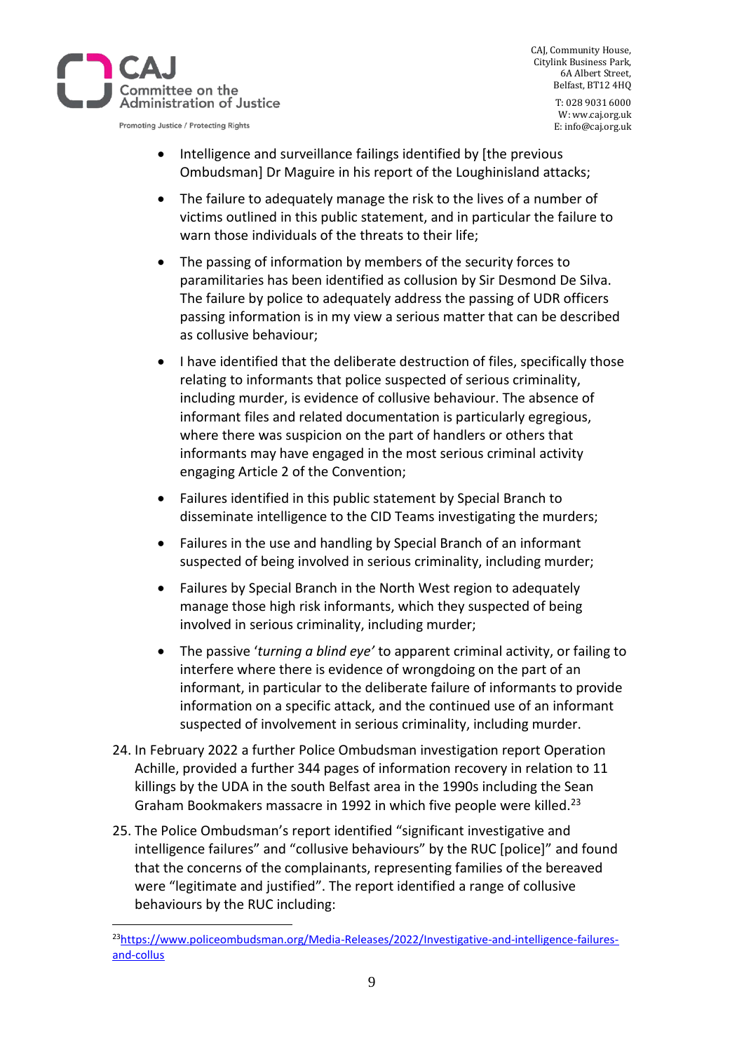- Intelligence and surveillance failings identified by [the previous Ombudsman] Dr Maguire in his report of the Loughinisland attacks;
- The failure to adequately manage the risk to the lives of a number of victims outlined in this public statement, and in particular the failure to warn those individuals of the threats to their life;
- The passing of information by members of the security forces to paramilitaries has been identified as collusion by Sir Desmond De Silva. The failure by police to adequately address the passing of UDR officers passing information is in my view a serious matter that can be described as collusive behaviour;
- I have identified that the deliberate destruction of files, specifically those relating to informants that police suspected of serious criminality, including murder, is evidence of collusive behaviour. The absence of informant files and related documentation is particularly egregious, where there was suspicion on the part of handlers or others that informants may have engaged in the most serious criminal activity engaging Article 2 of the Convention;
- Failures identified in this public statement by Special Branch to disseminate intelligence to the CID Teams investigating the murders;
- Failures in the use and handling by Special Branch of an informant suspected of being involved in serious criminality, including murder;
- Failures by Special Branch in the North West region to adequately manage those high risk informants, which they suspected of being involved in serious criminality, including murder;
- The passive '*turning a blind eye'* to apparent criminal activity, or failing to interfere where there is evidence of wrongdoing on the part of an informant, in particular to the deliberate failure of informants to provide information on a specific attack, and the continued use of an informant suspected of involvement in serious criminality, including murder.

24. In February 2022 a further Police Ombudsman investigation report Operation Achille, provided a further 344 pages of information recovery in relation to 11 killings by the UDA in the south Belfast area in the 1990s including the Sean Graham Bookmakers massacre in 1992 in which five people were killed.[23]

25. The Police Ombudsman's report identified "significant investigative and intelligence failures" and "collusive behaviours" by the RUC [police]" and found that the concerns of the complainants, representing families of the bereaved were "legitimate and justified". The report identified a range of collusive behaviours by the RUC including:

---

[23] https://www.policeombudsman.org/Media-Releases/2022/Investigative-and-intelligence-failures-and-collus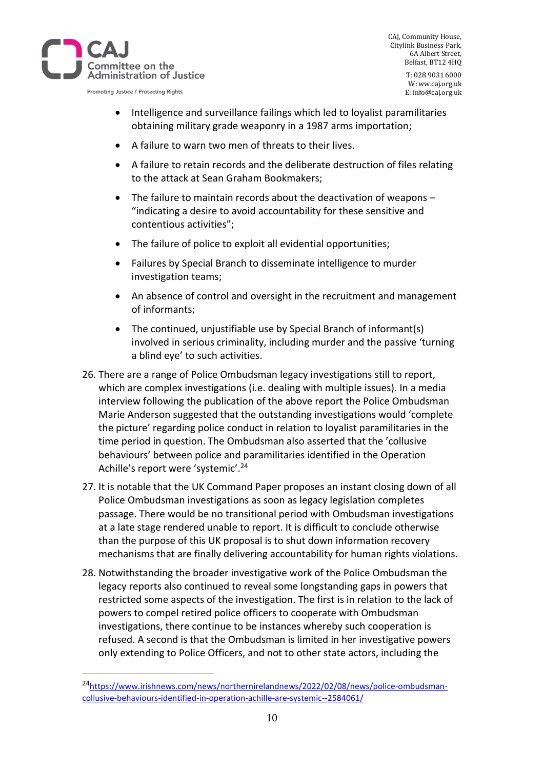- Intelligence and surveillance failings which led to loyalist paramilitaries obtaining military grade weaponry in a 1987 arms importation;
- A failure to warn two men of threats to their lives.
- A failure to retain records and the deliberate destruction of files relating to the attack at Sean Graham Bookmakers;
- The failure to maintain records about the deactivation of weapons – "indicating a desire to avoid accountability for these sensitive and contentious activities";
- The failure of police to exploit all evidential opportunities;
- Failures by Special Branch to disseminate intelligence to murder investigation teams;
- An absence of control and oversight in the recruitment and management of informants;
- The continued, unjustifiable use by Special Branch of informant(s) involved in serious criminality, including murder and the passive 'turning a blind eye' to such activities.

26. There are a range of Police Ombudsman legacy investigations still to report, which are complex investigations (i.e. dealing with multiple issues). In a media interview following the publication of the above report the Police Ombudsman Marie Anderson suggested that the outstanding investigations would 'complete the picture' regarding police conduct in relation to loyalist paramilitaries in the time period in question. The Ombudsman also asserted that the 'collusive behaviours' between police and paramilitaries identified in the Operation Achille's report were 'systemic'.[24]

27. It is notable that the UK Command Paper proposes an instant closing down of all Police Ombudsman investigations as soon as legacy legislation completes passage. There would be no transitional period with Ombudsman investigations at a late stage rendered unable to report. It is difficult to conclude otherwise than the purpose of this UK proposal is to shut down information recovery mechanisms that are finally delivering accountability for human rights violations.

28. Notwithstanding the broader investigative work of the Police Ombudsman the legacy reports also continued to reveal some longstanding gaps in powers that restricted some aspects of the investigation. The first is in relation to the lack of powers to compel retired police officers to cooperate with Ombudsman investigations, there continue to be instances whereby such cooperation is refused. A second is that the Ombudsman is limited in her investigative powers only extending to Police Officers, and not to other state actors, including the

[24] https://www.irishnews.com/news/northernirelandnews/2022/02/08/news/police-ombudsman-collusive-behaviours-identified-in-operation-achille-are-systemic--2584061/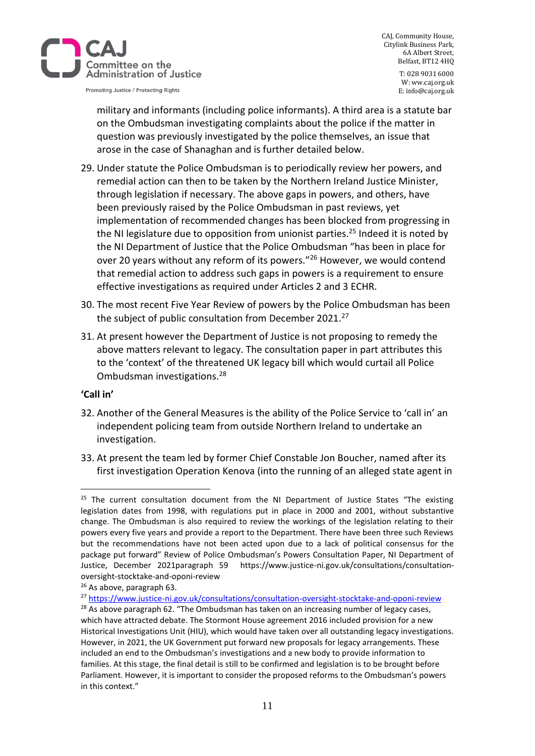military and informants (including police informants). A third area is a statute bar on the Ombudsman investigating complaints about the police if the matter in question was previously investigated by the police themselves, an issue that arose in the case of Shanaghan and is further detailed below.

29. Under statute the Police Ombudsman is to periodically review her powers, and remedial action can then to be taken by the Northern Ireland Justice Minister, through legislation if necessary. The above gaps in powers, and others, have been previously raised by the Police Ombudsman in past reviews, yet implementation of recommended changes has been blocked from progressing in the NI legislature due to opposition from unionist parties.[25] Indeed it is noted by the NI Department of Justice that the Police Ombudsman "has been in place for over 20 years without any reform of its powers."[26] However, we would contend that remedial action to address such gaps in powers is a requirement to ensure effective investigations as required under Articles 2 and 3 ECHR.

30. The most recent Five Year Review of powers by the Police Ombudsman has been the subject of public consultation from December 2021.[27]

31. At present however the Department of Justice is not proposing to remedy the above matters relevant to legacy. The consultation paper in part attributes this to the 'context' of the threatened UK legacy bill which would curtail all Police Ombudsman investigations.[28]

**'Call in'**

32. Another of the General Measures is the ability of the Police Service to 'call in' an independent policing team from outside Northern Ireland to undertake an investigation.

33. At present the team led by former Chief Constable Jon Boucher, named after its first investigation Operation Kenova (into the running of an alleged state agent in

---

[25] The current consultation document from the NI Department of Justice States "The existing legislation dates from 1998, with regulations put in place in 2000 and 2001, without substantive change. The Ombudsman is also required to review the workings of the legislation relating to their powers every five years and provide a report to the Department. There have been three such Reviews but the recommendations have not been acted upon due to a lack of political consensus for the package put forward" Review of Police Ombudsman's Powers Consultation Paper, NI Department of Justice, December 2021paragraph 59 https://www.justice-ni.gov.uk/consultations/consultation-oversight-stocktake-and-oponi-review

[26] As above, paragraph 63.

[27] https://www.justice-ni.gov.uk/consultations/consultation-oversight-stocktake-and-oponi-review

[28] As above paragraph 62. "The Ombudsman has taken on an increasing number of legacy cases, which have attracted debate. The Stormont House agreement 2016 included provision for a new Historical Investigations Unit (HIU), which would have taken over all outstanding legacy investigations. However, in 2021, the UK Government put forward new proposals for legacy arrangements. These included an end to the Ombudsman's investigations and a new body to provide information to families. At this stage, the final detail is still to be confirmed and legislation is to be brought before Parliament. However, it is important to consider the proposed reforms to the Ombudsman's powers in this context."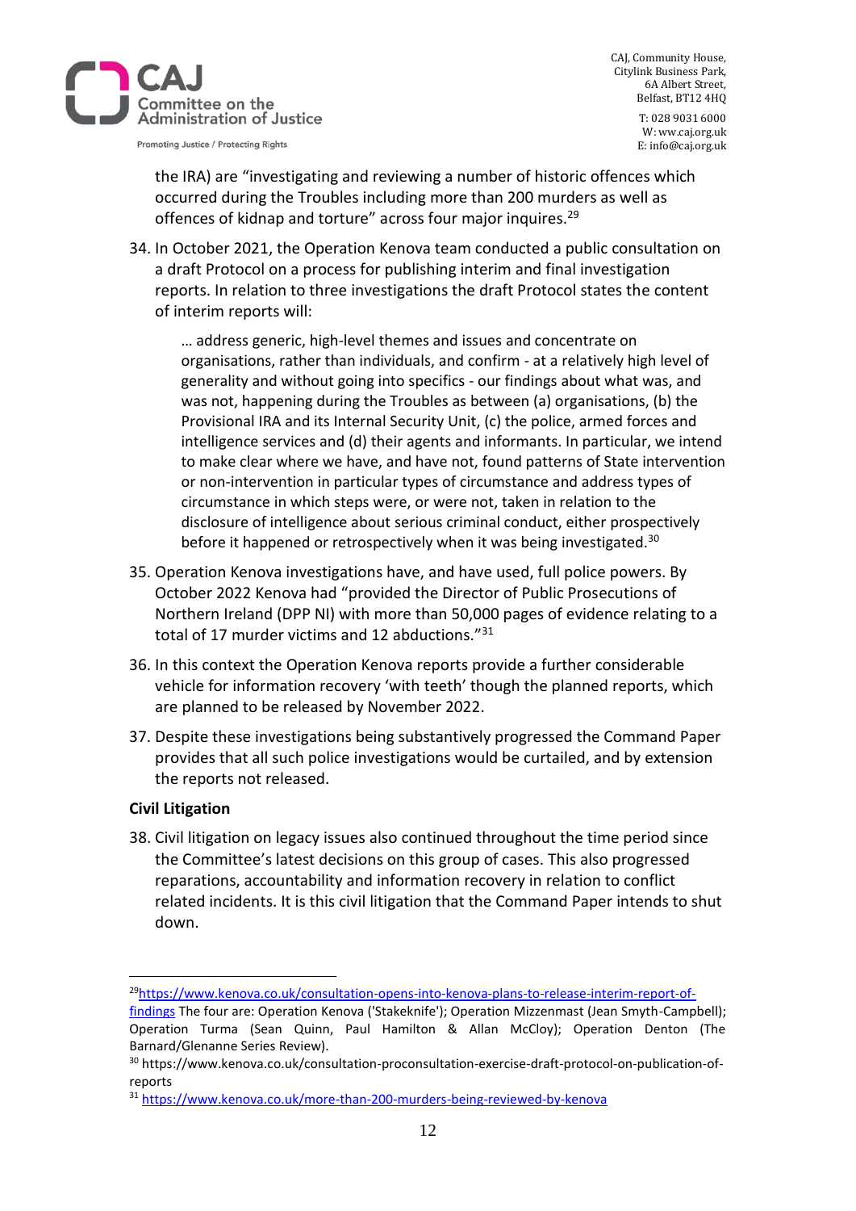the IRA) are "investigating and reviewing a number of historic offences which occurred during the Troubles including more than 200 murders as well as offences of kidnap and torture" across four major inquires.[29]

34. In October 2021, the Operation Kenova team conducted a public consultation on a draft Protocol on a process for publishing interim and final investigation reports. In relation to three investigations the draft Protocol states the content of interim reports will:

> … address generic, high-level themes and issues and concentrate on organisations, rather than individuals, and confirm - at a relatively high level of generality and without going into specifics - our findings about what was, and was not, happening during the Troubles as between (a) organisations, (b) the Provisional IRA and its Internal Security Unit, (c) the police, armed forces and intelligence services and (d) their agents and informants. In particular, we intend to make clear where we have, and have not, found patterns of State intervention or non-intervention in particular types of circumstance and address types of circumstance in which steps were, or were not, taken in relation to the disclosure of intelligence about serious criminal conduct, either prospectively before it happened or retrospectively when it was being investigated.[30]

35. Operation Kenova investigations have, and have used, full police powers. By October 2022 Kenova had "provided the Director of Public Prosecutions of Northern Ireland (DPP NI) with more than 50,000 pages of evidence relating to a total of 17 murder victims and 12 abductions."[31]

36. In this context the Operation Kenova reports provide a further considerable vehicle for information recovery 'with teeth' though the planned reports, which are planned to be released by November 2022.

37. Despite these investigations being substantively progressed the Command Paper provides that all such police investigations would be curtailed, and by extension the reports not released.

**Civil Litigation**

38. Civil litigation on legacy issues also continued throughout the time period since the Committee's latest decisions on this group of cases. This also progressed reparations, accountability and information recovery in relation to conflict related incidents. It is this civil litigation that the Command Paper intends to shut down.

---

[29] https://www.kenova.co.uk/consultation-opens-into-kenova-plans-to-release-interim-report-of-findings The four are: Operation Kenova ('Stakeknife'); Operation Mizzenmast (Jean Smyth-Campbell); Operation Turma (Sean Quinn, Paul Hamilton & Allan McCloy); Operation Denton (The Barnard/Glenanne Series Review).

[30] https://www.kenova.co.uk/consultation-proconsultation-exercise-draft-protocol-on-publication-of-reports

[31] https://www.kenova.co.uk/more-than-200-murders-being-reviewed-by-kenova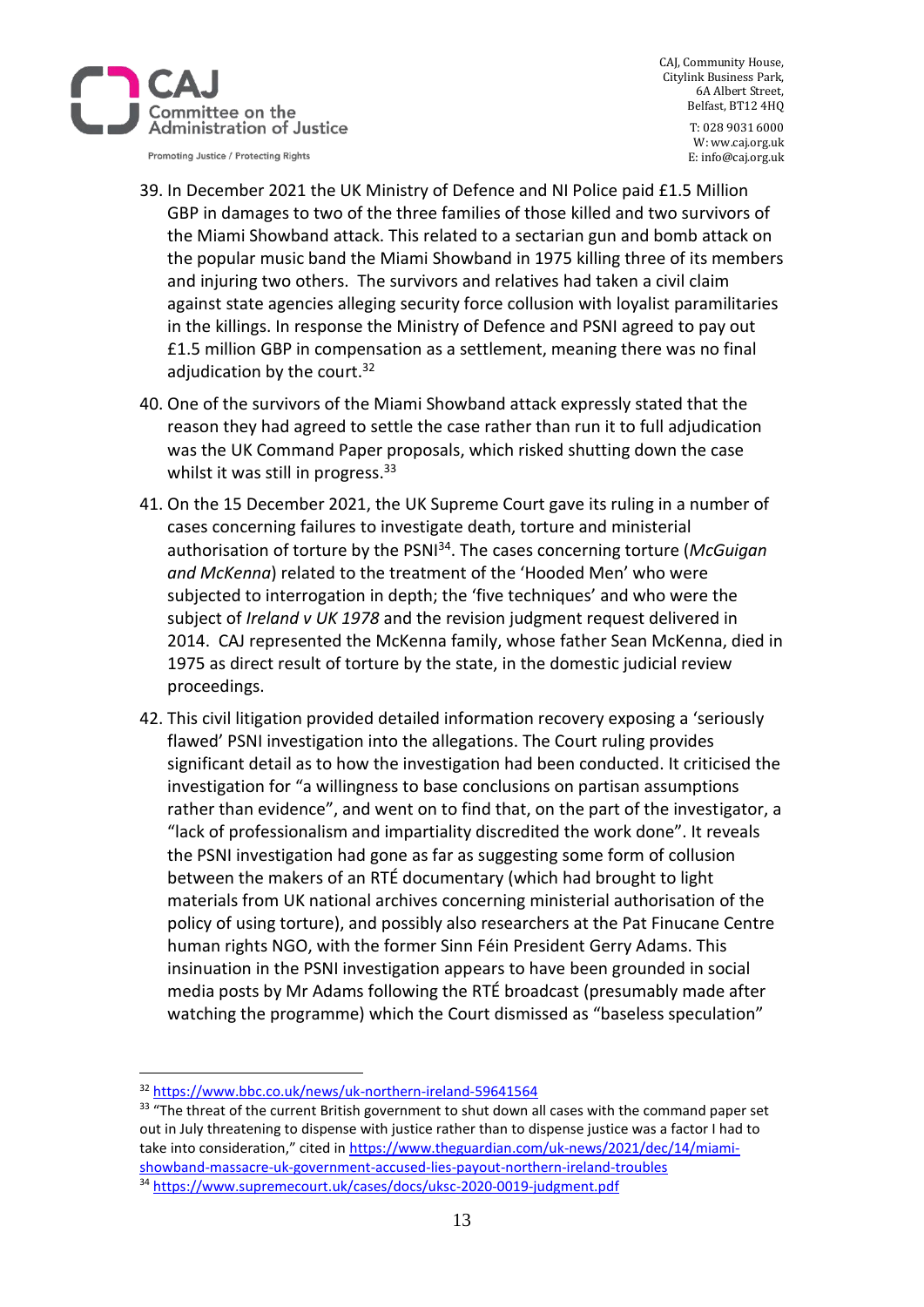39. In December 2021 the UK Ministry of Defence and NI Police paid £1.5 Million GBP in damages to two of the three families of those killed and two survivors of the Miami Showband attack. This related to a sectarian gun and bomb attack on the popular music band the Miami Showband in 1975 killing three of its members and injuring two others. The survivors and relatives had taken a civil claim against state agencies alleging security force collusion with loyalist paramilitaries in the killings. In response the Ministry of Defence and PSNI agreed to pay out £1.5 million GBP in compensation as a settlement, meaning there was no final adjudication by the court.[32]

40. One of the survivors of the Miami Showband attack expressly stated that the reason they had agreed to settle the case rather than run it to full adjudication was the UK Command Paper proposals, which risked shutting down the case whilst it was still in progress.[33]

41. On the 15 December 2021, the UK Supreme Court gave its ruling in a number of cases concerning failures to investigate death, torture and ministerial authorisation of torture by the PSNI[34]. The cases concerning torture (*McGuigan and McKenna*) related to the treatment of the 'Hooded Men' who were subjected to interrogation in depth; the 'five techniques' and who were the subject of *Ireland v UK 1978* and the revision judgment request delivered in 2014. CAJ represented the McKenna family, whose father Sean McKenna, died in 1975 as direct result of torture by the state, in the domestic judicial review proceedings.

42. This civil litigation provided detailed information recovery exposing a 'seriously flawed' PSNI investigation into the allegations. The Court ruling provides significant detail as to how the investigation had been conducted. It criticised the investigation for "a willingness to base conclusions on partisan assumptions rather than evidence", and went on to find that, on the part of the investigator, a "lack of professionalism and impartiality discredited the work done". It reveals the PSNI investigation had gone as far as suggesting some form of collusion between the makers of an RTÉ documentary (which had brought to light materials from UK national archives concerning ministerial authorisation of the policy of using torture), and possibly also researchers at the Pat Finucane Centre human rights NGO, with the former Sinn Féin President Gerry Adams. This insinuation in the PSNI investigation appears to have been grounded in social media posts by Mr Adams following the RTÉ broadcast (presumably made after watching the programme) which the Court dismissed as "baseless speculation"

---

[32] https://www.bbc.co.uk/news/uk-northern-ireland-59641564

[33] "The threat of the current British government to shut down all cases with the command paper set out in July threatening to dispense with justice rather than to dispense justice was a factor I had to take into consideration," cited in https://www.theguardian.com/uk-news/2021/dec/14/miami-showband-massacre-uk-government-accused-lies-payout-northern-ireland-troubles

[34] https://www.supremecourt.uk/cases/docs/uksc-2020-0019-judgment.pdf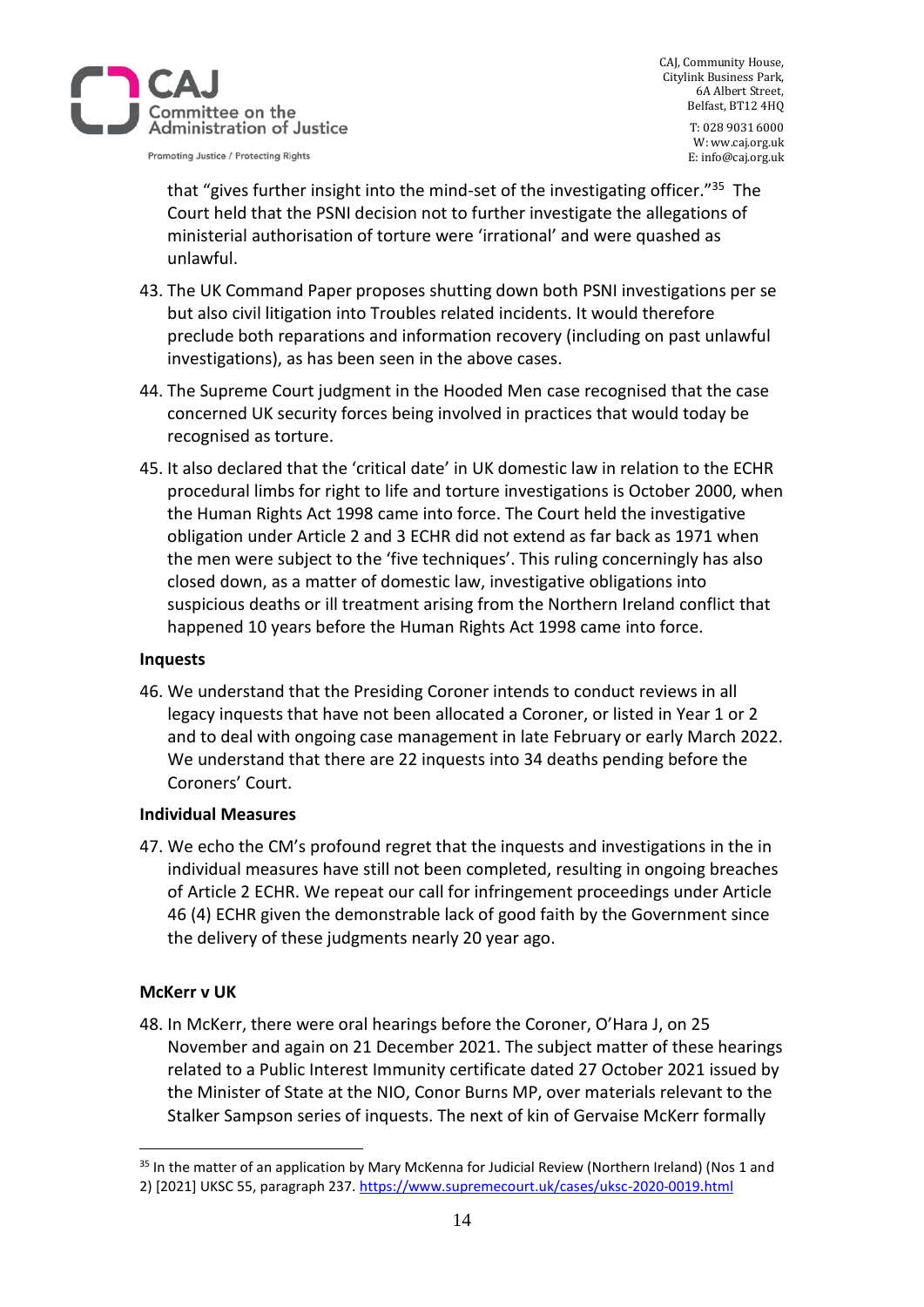that "gives further insight into the mind-set of the investigating officer."[35] The Court held that the PSNI decision not to further investigate the allegations of ministerial authorisation of torture were 'irrational' and were quashed as unlawful.

43. The UK Command Paper proposes shutting down both PSNI investigations per se but also civil litigation into Troubles related incidents. It would therefore preclude both reparations and information recovery (including on past unlawful investigations), as has been seen in the above cases.

44. The Supreme Court judgment in the Hooded Men case recognised that the case concerned UK security forces being involved in practices that would today be recognised as torture.

45. It also declared that the 'critical date' in UK domestic law in relation to the ECHR procedural limbs for right to life and torture investigations is October 2000, when the Human Rights Act 1998 came into force. The Court held the investigative obligation under Article 2 and 3 ECHR did not extend as far back as 1971 when the men were subject to the 'five techniques'. This ruling concerningly has also closed down, as a matter of domestic law, investigative obligations into suspicious deaths or ill treatment arising from the Northern Ireland conflict that happened 10 years before the Human Rights Act 1998 came into force.

**Inquests**

46. We understand that the Presiding Coroner intends to conduct reviews in all legacy inquests that have not been allocated a Coroner, or listed in Year 1 or 2 and to deal with ongoing case management in late February or early March 2022. We understand that there are 22 inquests into 34 deaths pending before the Coroners' Court.

**Individual Measures**

47. We echo the CM's profound regret that the inquests and investigations in the in individual measures have still not been completed, resulting in ongoing breaches of Article 2 ECHR. We repeat our call for infringement proceedings under Article 46 (4) ECHR given the demonstrable lack of good faith by the Government since the delivery of these judgments nearly 20 year ago.

**McKerr v UK**

48. In McKerr, there were oral hearings before the Coroner, O'Hara J, on 25 November and again on 21 December 2021. The subject matter of these hearings related to a Public Interest Immunity certificate dated 27 October 2021 issued by the Minister of State at the NIO, Conor Burns MP, over materials relevant to the Stalker Sampson series of inquests. The next of kin of Gervaise McKerr formally

[35] In the matter of an application by Mary McKenna for Judicial Review (Northern Ireland) (Nos 1 and 2) [2021] UKSC 55, paragraph 237. https://www.supremecourt.uk/cases/uksc-2020-0019.html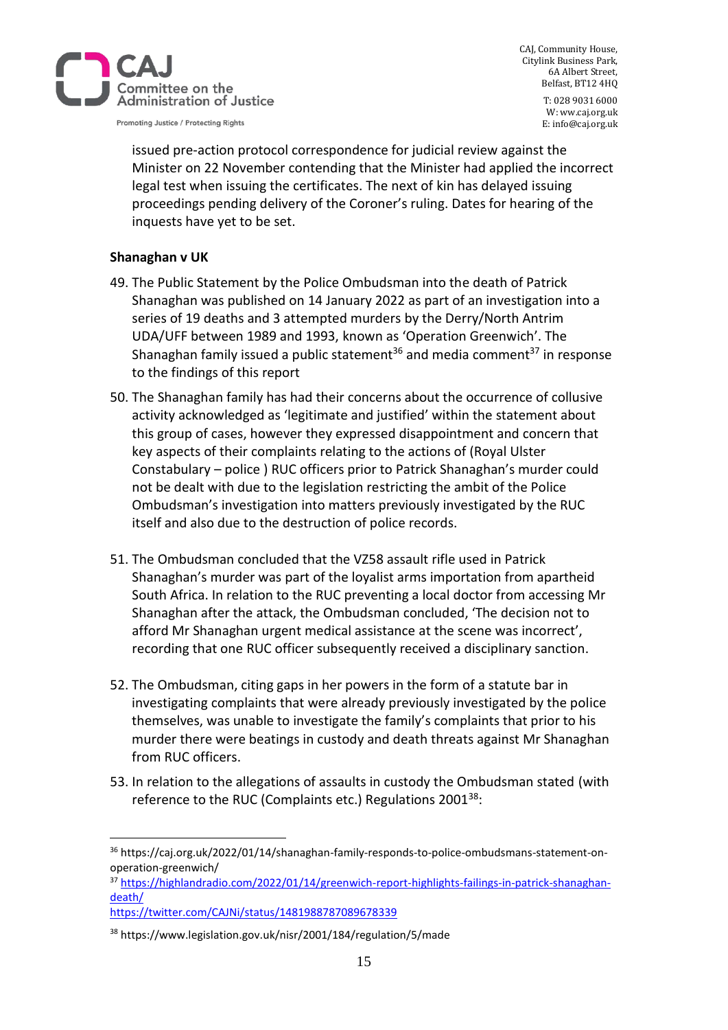issued pre-action protocol correspondence for judicial review against the Minister on 22 November contending that the Minister had applied the incorrect legal test when issuing the certificates. The next of kin has delayed issuing proceedings pending delivery of the Coroner's ruling. Dates for hearing of the inquests have yet to be set.

**Shanaghan v UK**

49. The Public Statement by the Police Ombudsman into the death of Patrick Shanaghan was published on 14 January 2022 as part of an investigation into a series of 19 deaths and 3 attempted murders by the Derry/North Antrim UDA/UFF between 1989 and 1993, known as 'Operation Greenwich'. The Shanaghan family issued a public statement[36] and media comment[37] in response to the findings of this report

50. The Shanaghan family has had their concerns about the occurrence of collusive activity acknowledged as 'legitimate and justified' within the statement about this group of cases, however they expressed disappointment and concern that key aspects of their complaints relating to the actions of (Royal Ulster Constabulary – police ) RUC officers prior to Patrick Shanaghan's murder could not be dealt with due to the legislation restricting the ambit of the Police Ombudsman's investigation into matters previously investigated by the RUC itself and also due to the destruction of police records.

51. The Ombudsman concluded that the VZ58 assault rifle used in Patrick Shanaghan's murder was part of the loyalist arms importation from apartheid South Africa. In relation to the RUC preventing a local doctor from accessing Mr Shanaghan after the attack, the Ombudsman concluded, 'The decision not to afford Mr Shanaghan urgent medical assistance at the scene was incorrect', recording that one RUC officer subsequently received a disciplinary sanction.

52. The Ombudsman, citing gaps in her powers in the form of a statute bar in investigating complaints that were already previously investigated by the police themselves, was unable to investigate the family's complaints that prior to his murder there were beatings in custody and death threats against Mr Shanaghan from RUC officers.

53. In relation to the allegations of assaults in custody the Ombudsman stated (with reference to the RUC (Complaints etc.) Regulations 2001[38]:

---

[36] https://caj.org.uk/2022/01/14/shanaghan-family-responds-to-police-ombudsmans-statement-on-operation-greenwich/

[37] https://highlandradio.com/2022/01/14/greenwich-report-highlights-failings-in-patrick-shanaghan-death/
https://twitter.com/CAJNi/status/1481988787089678339

[38] https://www.legislation.gov.uk/nisr/2001/184/regulation/5/made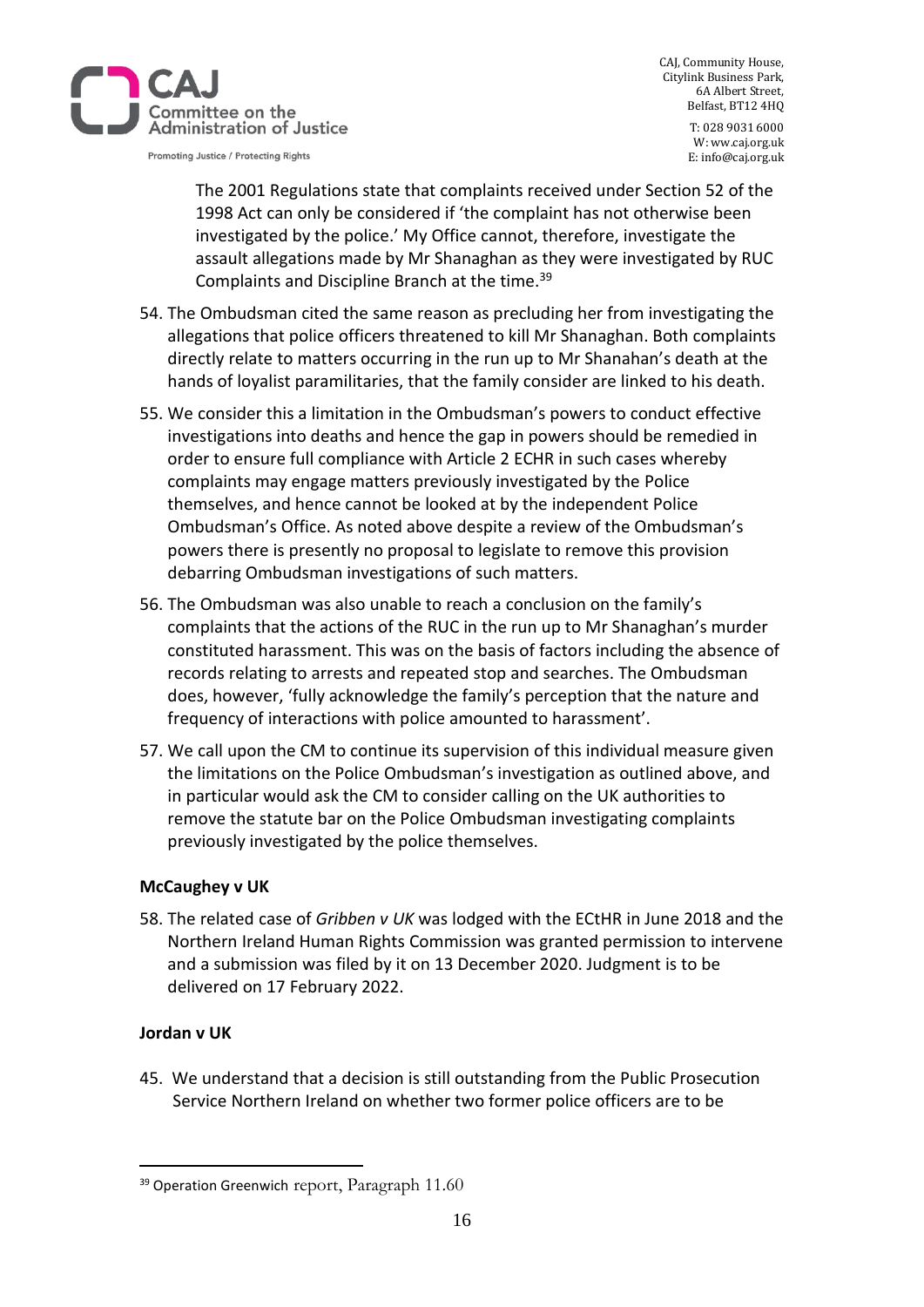The 2001 Regulations state that complaints received under Section 52 of the 1998 Act can only be considered if 'the complaint has not otherwise been investigated by the police.' My Office cannot, therefore, investigate the assault allegations made by Mr Shanaghan as they were investigated by RUC Complaints and Discipline Branch at the time.[39]

54. The Ombudsman cited the same reason as precluding her from investigating the allegations that police officers threatened to kill Mr Shanaghan. Both complaints directly relate to matters occurring in the run up to Mr Shanahan's death at the hands of loyalist paramilitaries, that the family consider are linked to his death.

55. We consider this a limitation in the Ombudsman's powers to conduct effective investigations into deaths and hence the gap in powers should be remedied in order to ensure full compliance with Article 2 ECHR in such cases whereby complaints may engage matters previously investigated by the Police themselves, and hence cannot be looked at by the independent Police Ombudsman's Office. As noted above despite a review of the Ombudsman's powers there is presently no proposal to legislate to remove this provision debarring Ombudsman investigations of such matters.

56. The Ombudsman was also unable to reach a conclusion on the family's complaints that the actions of the RUC in the run up to Mr Shanaghan's murder constituted harassment. This was on the basis of factors including the absence of records relating to arrests and repeated stop and searches. The Ombudsman does, however, 'fully acknowledge the family's perception that the nature and frequency of interactions with police amounted to harassment'.

57. We call upon the CM to continue its supervision of this individual measure given the limitations on the Police Ombudsman's investigation as outlined above, and in particular would ask the CM to consider calling on the UK authorities to remove the statute bar on the Police Ombudsman investigating complaints previously investigated by the police themselves.

**McCaughey v UK**

58. The related case of *Gribben v UK* was lodged with the ECtHR in June 2018 and the Northern Ireland Human Rights Commission was granted permission to intervene and a submission was filed by it on 13 December 2020. Judgment is to be delivered on 17 February 2022.

**Jordan v UK**

45. We understand that a decision is still outstanding from the Public Prosecution Service Northern Ireland on whether two former police officers are to be

[39] Operation Greenwich report, Paragraph 11.60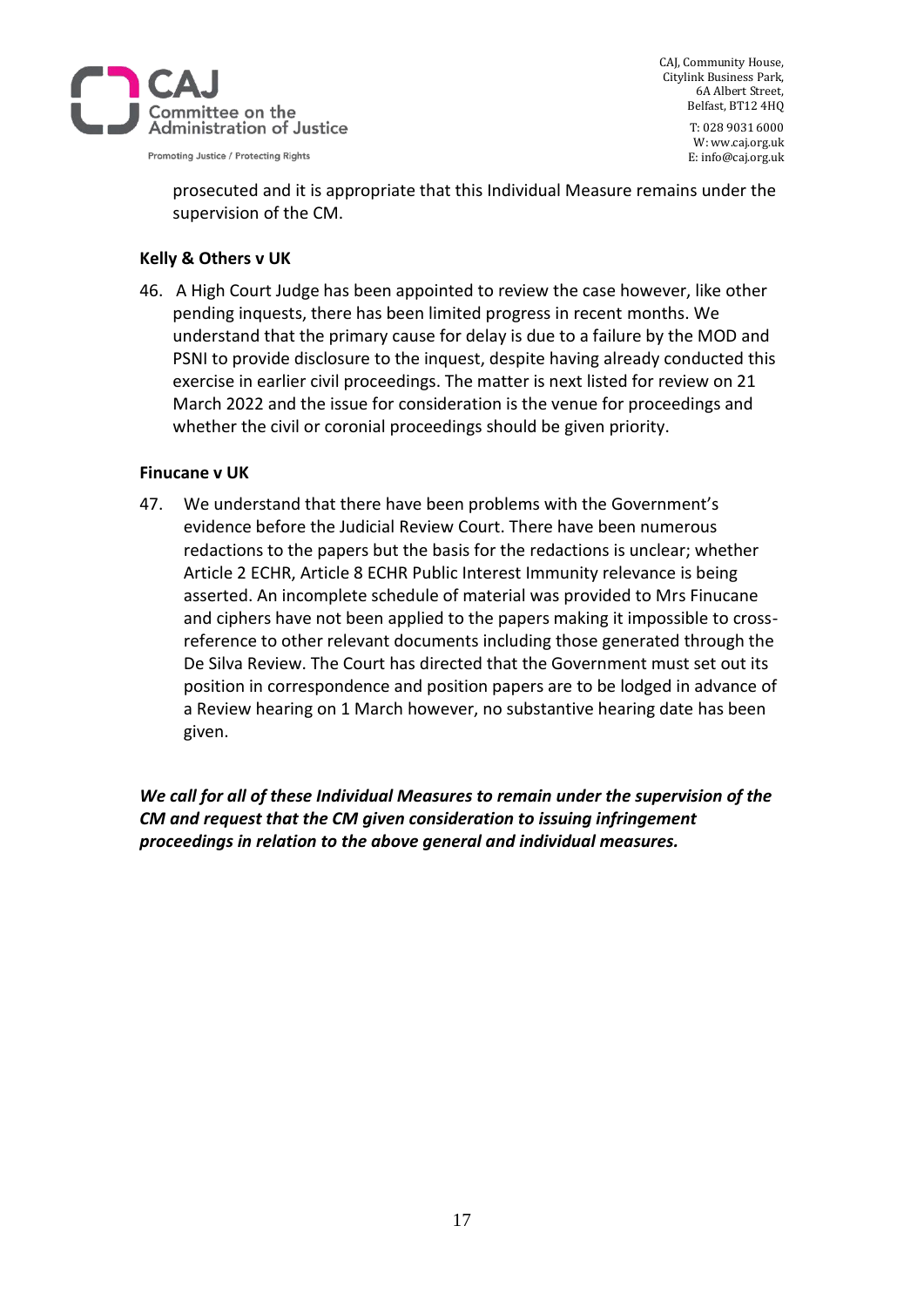prosecuted and it is appropriate that this Individual Measure remains under the supervision of the CM.

**Kelly & Others v UK**

46. A High Court Judge has been appointed to review the case however, like other pending inquests, there has been limited progress in recent months. We understand that the primary cause for delay is due to a failure by the MOD and PSNI to provide disclosure to the inquest, despite having already conducted this exercise in earlier civil proceedings. The matter is next listed for review on 21 March 2022 and the issue for consideration is the venue for proceedings and whether the civil or coronial proceedings should be given priority.

**Finucane v UK**

47. We understand that there have been problems with the Government's evidence before the Judicial Review Court. There have been numerous redactions to the papers but the basis for the redactions is unclear; whether Article 2 ECHR, Article 8 ECHR Public Interest Immunity relevance is being asserted. An incomplete schedule of material was provided to Mrs Finucane and ciphers have not been applied to the papers making it impossible to cross-reference to other relevant documents including those generated through the De Silva Review. The Court has directed that the Government must set out its position in correspondence and position papers are to be lodged in advance of a Review hearing on 1 March however, no substantive hearing date has been given.

***We call for all of these Individual Measures to remain under the supervision of the CM and request that the CM given consideration to issuing infringement proceedings in relation to the above general and individual measures.***